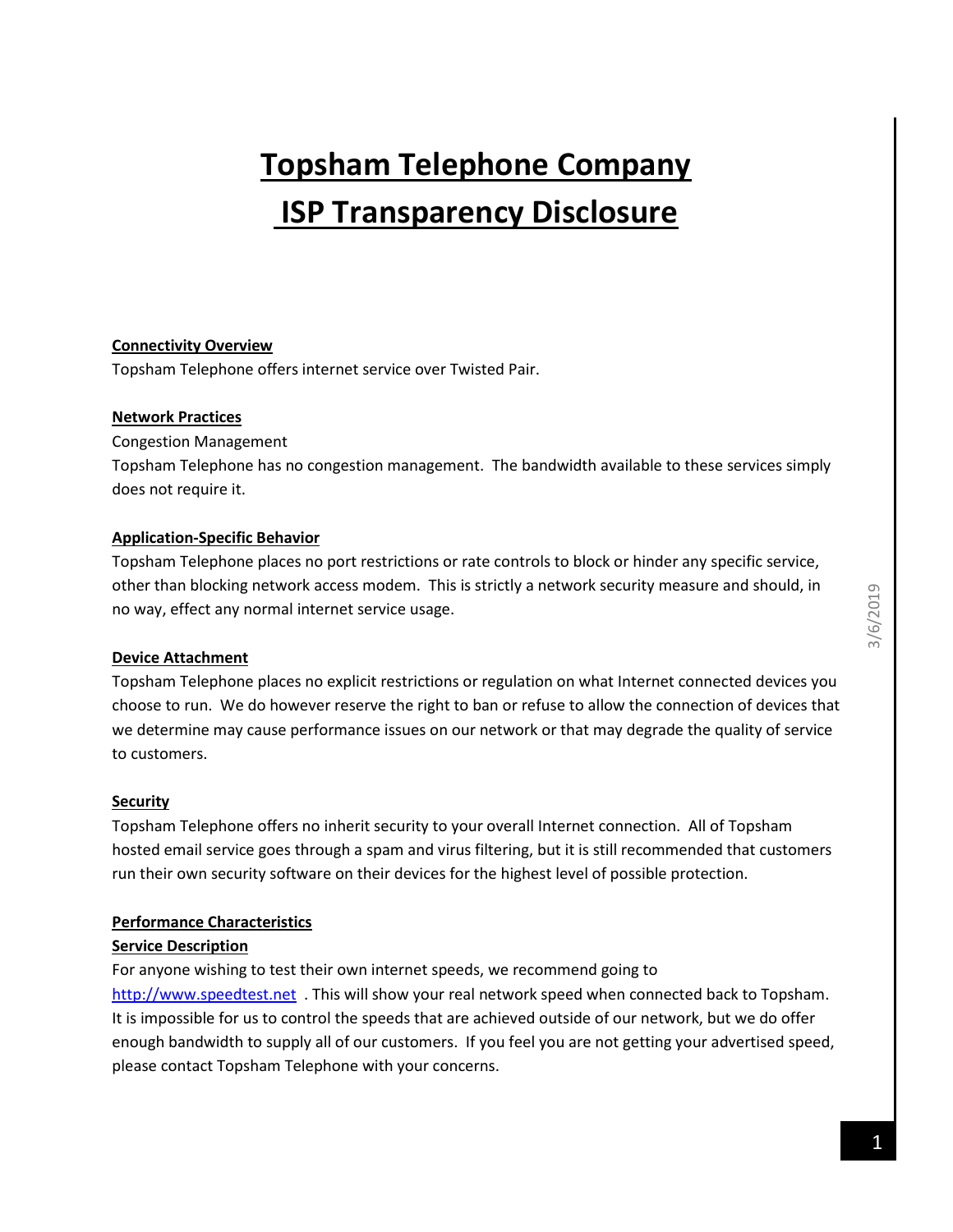# Topsham Telephone Company
# ISP Transparency Disclosure

**Connectivity Overview**

Topsham Telephone offers internet service over Twisted Pair.

**Network Practices**

Congestion Management

Topsham Telephone has no congestion management. The bandwidth available to these services simply does not require it.

**Application-Specific Behavior**

Topsham Telephone places no port restrictions or rate controls to block or hinder any specific service, other than blocking network access modem. This is strictly a network security measure and should, in no way, effect any normal internet service usage.

**Device Attachment**

Topsham Telephone places no explicit restrictions or regulation on what Internet connected devices you choose to run. We do however reserve the right to ban or refuse to allow the connection of devices that we determine may cause performance issues on our network or that may degrade the quality of service to customers.

**Security**

Topsham Telephone offers no inherit security to your overall Internet connection. All of Topsham hosted email service goes through a spam and virus filtering, but it is still recommended that customers run their own security software on their devices for the highest level of possible protection.

**Performance Characteristics**

**Service Description**

For anyone wishing to test their own internet speeds, we recommend going to http://www.speedtest.net . This will show your real network speed when connected back to Topsham. It is impossible for us to control the speeds that are achieved outside of our network, but we do offer enough bandwidth to supply all of our customers. If you feel you are not getting your advertised speed, please contact Topsham Telephone with your concerns.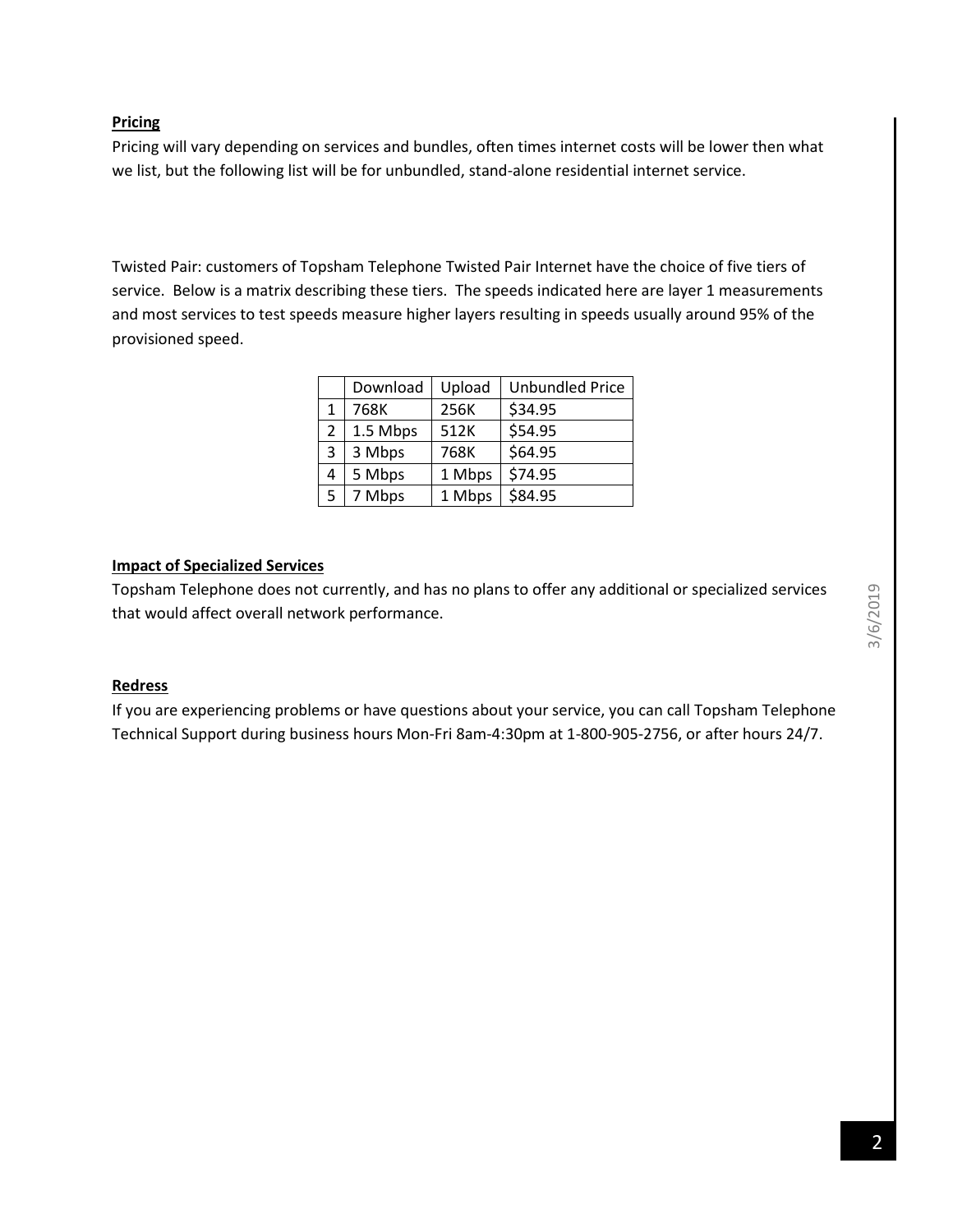**Pricing**

Pricing will vary depending on services and bundles, often times internet costs will be lower then what we list, but the following list will be for unbundled, stand-alone residential internet service.

Twisted Pair: customers of Topsham Telephone Twisted Pair Internet have the choice of five tiers of service. Below is a matrix describing these tiers. The speeds indicated here are layer 1 measurements and most services to test speeds measure higher layers resulting in speeds usually around 95% of the provisioned speed.

| | Download | Upload | Unbundled Price |
|---|---|---|---|
| 1 | 768K | 256K | $34.95 |
| 2 | 1.5 Mbps | 512K | $54.95 |
| 3 | 3 Mbps | 768K | $64.95 |
| 4 | 5 Mbps | 1 Mbps | $74.95 |
| 5 | 7 Mbps | 1 Mbps | $84.95 |

**Impact of Specialized Services**

Topsham Telephone does not currently, and has no plans to offer any additional or specialized services that would affect overall network performance.

**Redress**

If you are experiencing problems or have questions about your service, you can call Topsham Telephone Technical Support during business hours Mon-Fri 8am-4:30pm at 1-800-905-2756, or after hours 24/7.